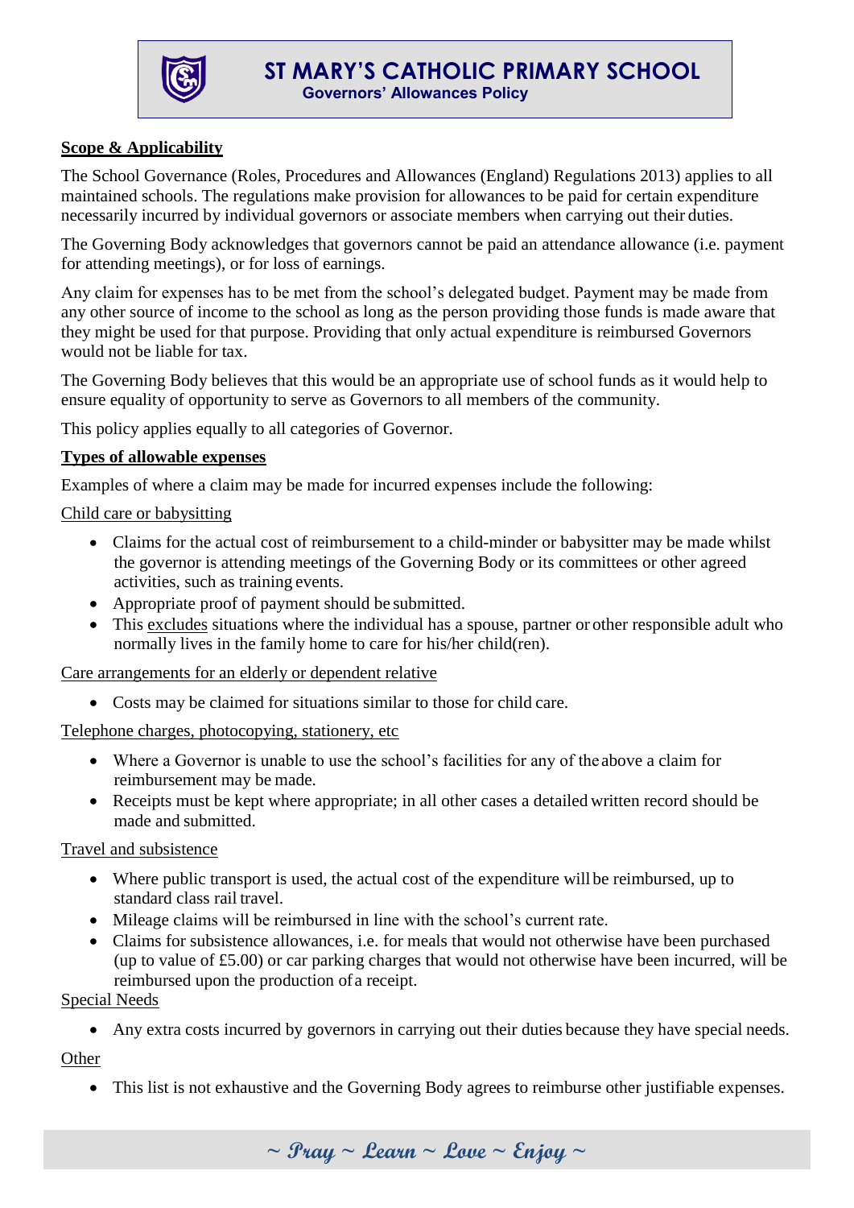# ST MARY'S CATHOLIC PRIMARY SCHOOL

## Governors' Allowances Policy

**Scope & Applicability**

The School Governance (Roles, Procedures and Allowances (England) Regulations 2013) applies to all maintained schools. The regulations make provision for allowances to be paid for certain expenditure necessarily incurred by individual governors or associate members when carrying out their duties.

The Governing Body acknowledges that governors cannot be paid an attendance allowance (i.e. payment for attending meetings), or for loss of earnings.

Any claim for expenses has to be met from the school's delegated budget. Payment may be made from any other source of income to the school as long as the person providing those funds is made aware that they might be used for that purpose. Providing that only actual expenditure is reimbursed Governors would not be liable for tax.

The Governing Body believes that this would be an appropriate use of school funds as it would help to ensure equality of opportunity to serve as Governors to all members of the community.

This policy applies equally to all categories of Governor.

**Types of allowable expenses**

Examples of where a claim may be made for incurred expenses include the following:

Child care or babysitting

- Claims for the actual cost of reimbursement to a child-minder or babysitter may be made whilst the governor is attending meetings of the Governing Body or its committees or other agreed activities, such as training events.
- Appropriate proof of payment should be submitted.
- This excludes situations where the individual has a spouse, partner or other responsible adult who normally lives in the family home to care for his/her child(ren).

Care arrangements for an elderly or dependent relative

- Costs may be claimed for situations similar to those for child care.

Telephone charges, photocopying, stationery, etc

- Where a Governor is unable to use the school's facilities for any of the above a claim for reimbursement may be made.
- Receipts must be kept where appropriate; in all other cases a detailed written record should be made and submitted.

Travel and subsistence

- Where public transport is used, the actual cost of the expenditure will be reimbursed, up to standard class rail travel.
- Mileage claims will be reimbursed in line with the school's current rate.
- Claims for subsistence allowances, i.e. for meals that would not otherwise have been purchased (up to value of £5.00) or car parking charges that would not otherwise have been incurred, will be reimbursed upon the production of a receipt.

Special Needs

- Any extra costs incurred by governors in carrying out their duties because they have special needs.

Other

- This list is not exhaustive and the Governing Body agrees to reimburse other justifiable expenses.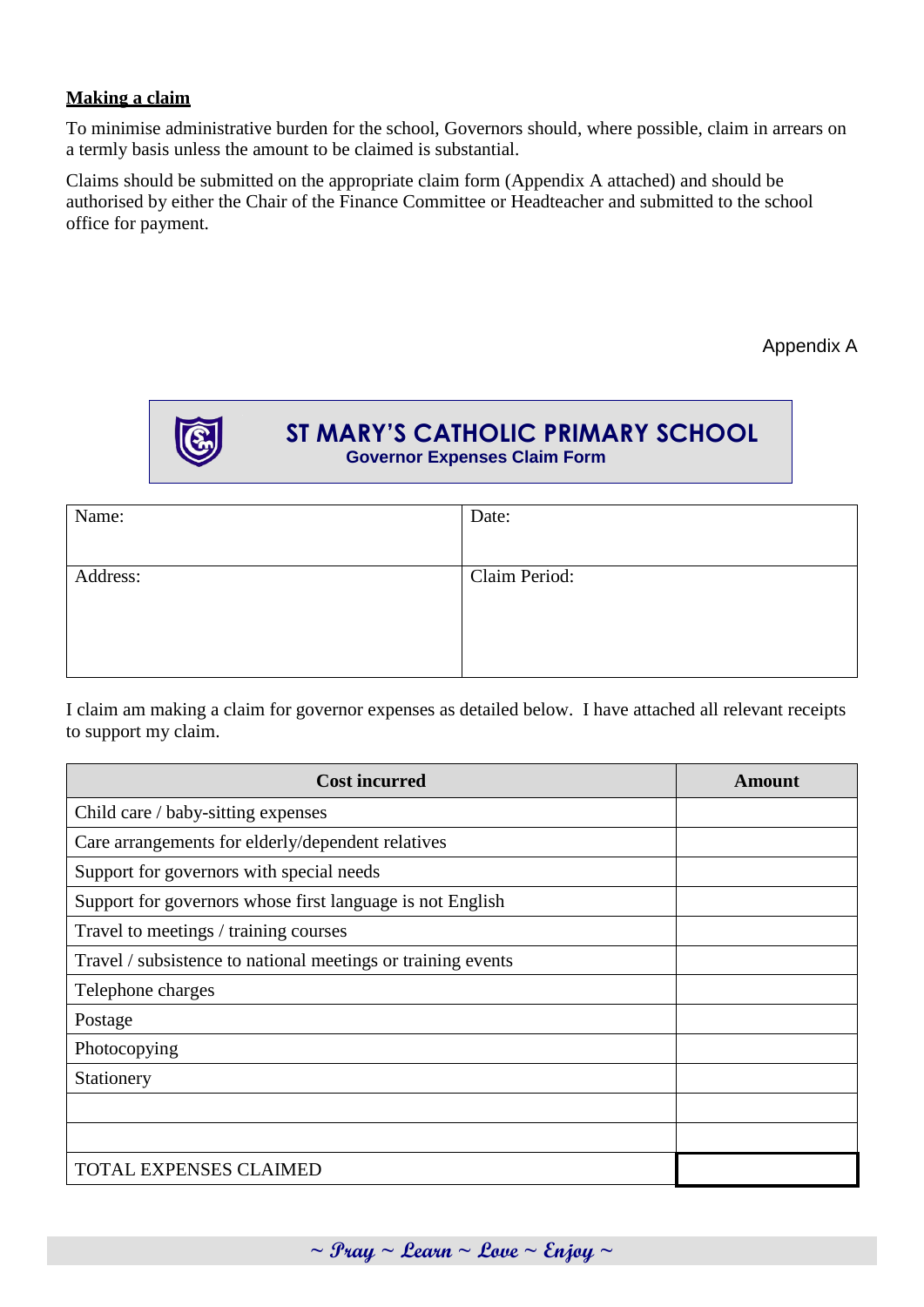**Making a claim**

To minimise administrative burden for the school, Governors should, where possible, claim in arrears on a termly basis unless the amount to be claimed is substantial.

Claims should be submitted on the appropriate claim form (Appendix A attached) and should be authorised by either the Chair of the Finance Committee or Headteacher and submitted to the school office for payment.

Appendix A

## ST MARY'S CATHOLIC PRIMARY SCHOOL

### Governor Expenses Claim Form

| Name: | Date: |
|---|---|
| Address: | Claim Period: |

I claim am making a claim for governor expenses as detailed below. I have attached all relevant receipts to support my claim.

| Cost incurred | Amount |
|---|---|
| Child care / baby-sitting expenses | |
| Care arrangements for elderly/dependent relatives | |
| Support for governors with special needs | |
| Support for governors whose first language is not English | |
| Travel to meetings / training courses | |
| Travel / subsistence to national meetings or training events | |
| Telephone charges | |
| Postage | |
| Photocopying | |
| Stationery | |
| | |
| | |
| TOTAL EXPENSES CLAIMED | |

~ Pray ~ Learn ~ Love ~ Enjoy ~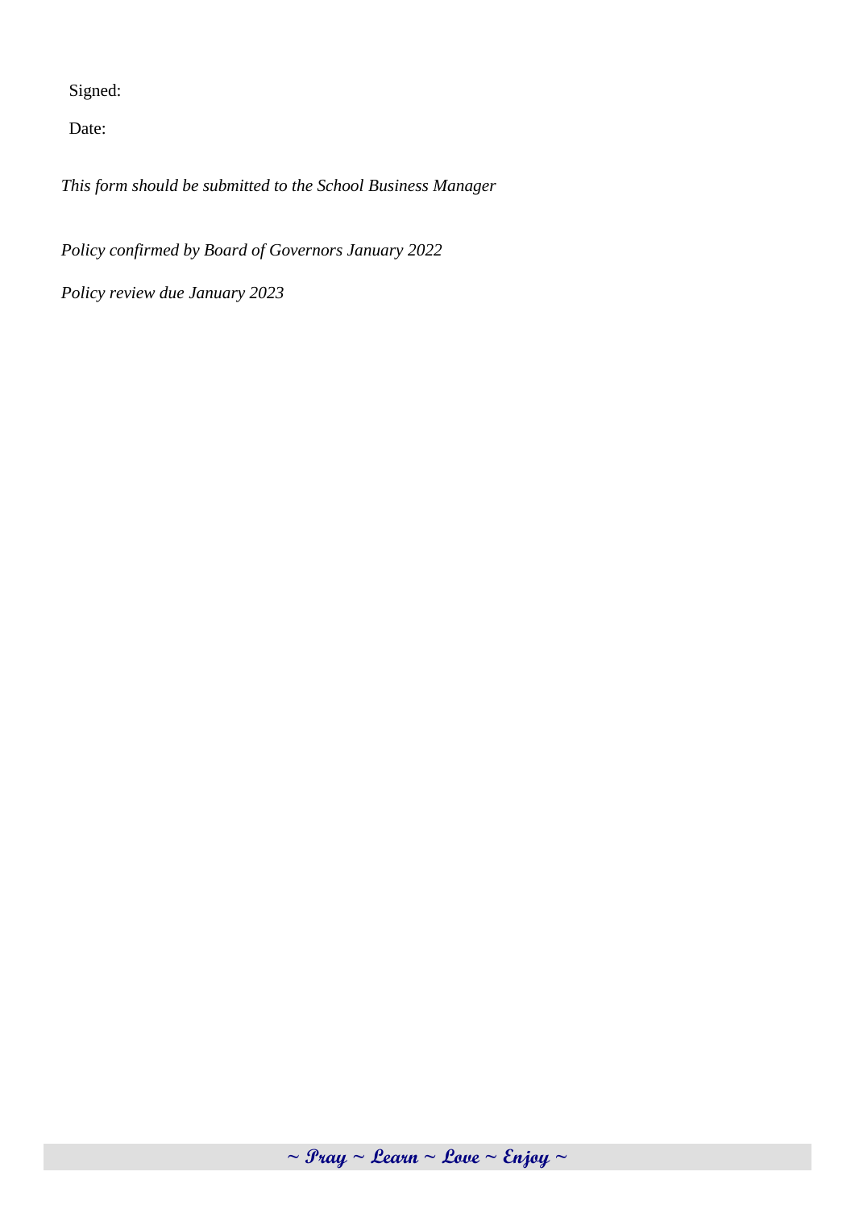Signed:

Date:

*This form should be submitted to the School Business Manager*

*Policy confirmed by Board of Governors January 2022*

*Policy review due January 2023*